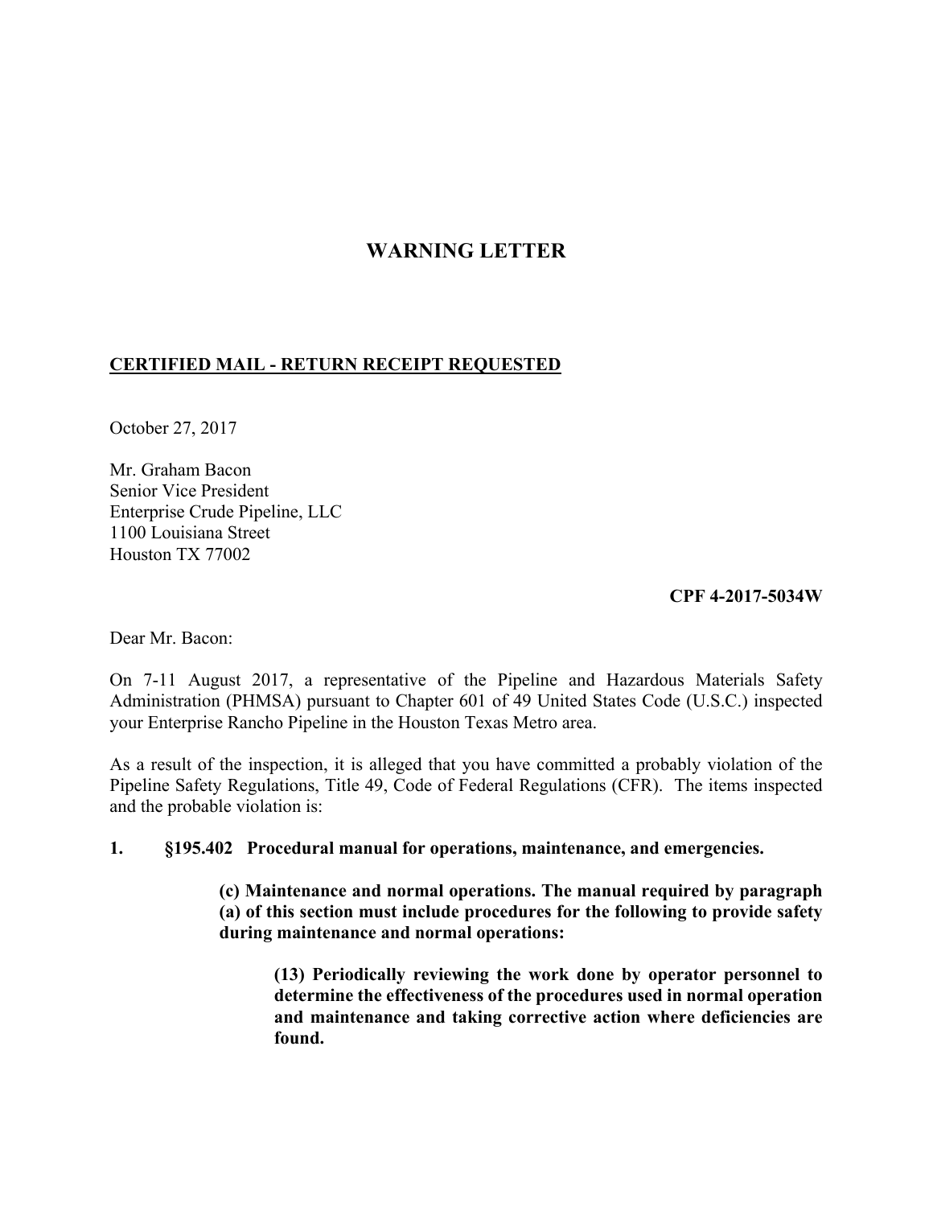# WARNING LETTER

**CERTIFIED MAIL - RETURN RECEIPT REQUESTED**

October 27, 2017

Mr. Graham Bacon
Senior Vice President
Enterprise Crude Pipeline, LLC
1100 Louisiana Street
Houston TX 77002

**CPF 4-2017-5034W**

Dear Mr. Bacon:

On 7-11 August 2017, a representative of the Pipeline and Hazardous Materials Safety Administration (PHMSA) pursuant to Chapter 601 of 49 United States Code (U.S.C.) inspected your Enterprise Rancho Pipeline in the Houston Texas Metro area.

As a result of the inspection, it is alleged that you have committed a probably violation of the Pipeline Safety Regulations, Title 49, Code of Federal Regulations (CFR). The items inspected and the probable violation is:

**1. §195.402 Procedural manual for operations, maintenance, and emergencies.**

> **(c) Maintenance and normal operations. The manual required by paragraph (a) of this section must include procedures for the following to provide safety during maintenance and normal operations:**
>
> > **(13) Periodically reviewing the work done by operator personnel to determine the effectiveness of the procedures used in normal operation and maintenance and taking corrective action where deficiencies are found.**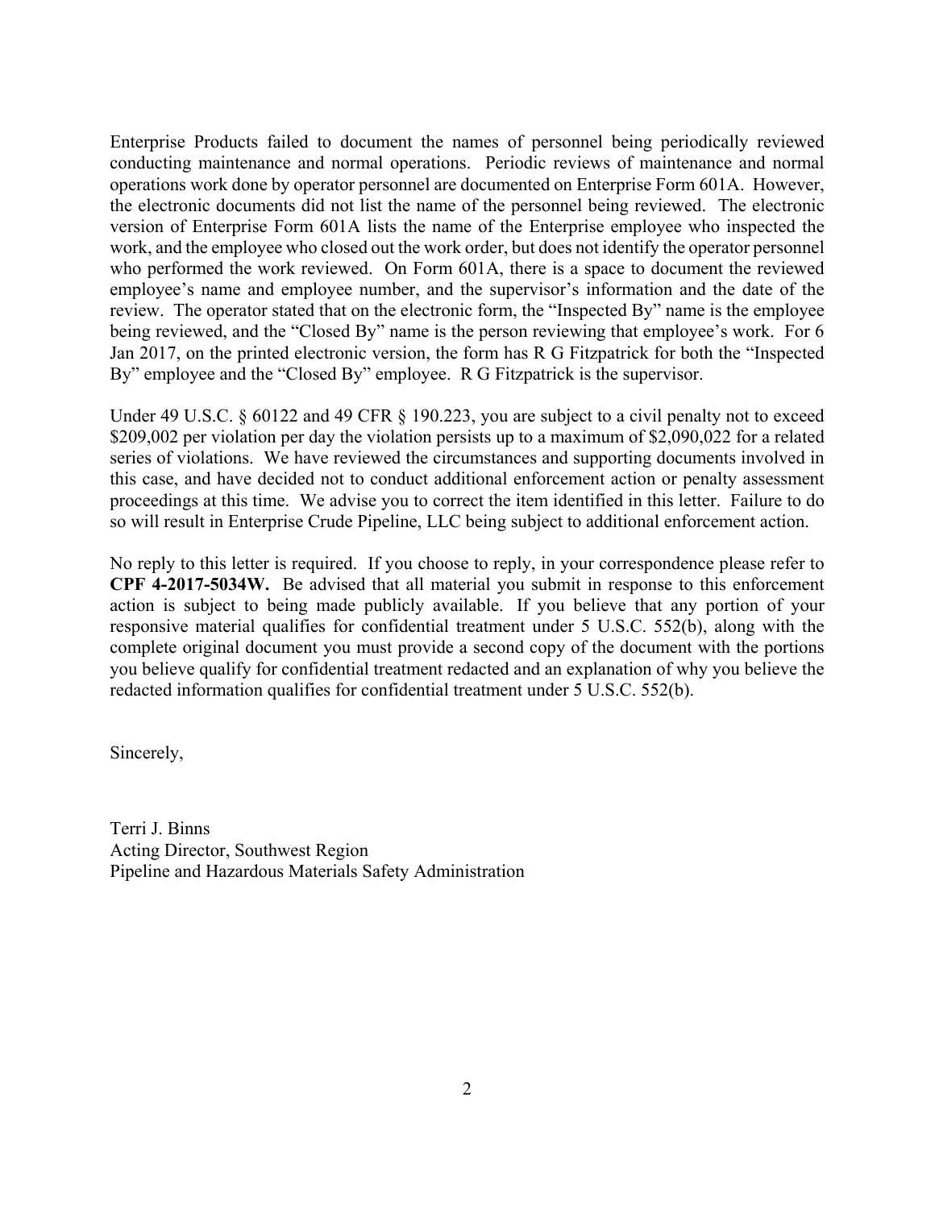Enterprise Products failed to document the names of personnel being periodically reviewed conducting maintenance and normal operations. Periodic reviews of maintenance and normal operations work done by operator personnel are documented on Enterprise Form 601A. However, the electronic documents did not list the name of the personnel being reviewed. The electronic version of Enterprise Form 601A lists the name of the Enterprise employee who inspected the work, and the employee who closed out the work order, but does not identify the operator personnel who performed the work reviewed. On Form 601A, there is a space to document the reviewed employee's name and employee number, and the supervisor's information and the date of the review. The operator stated that on the electronic form, the "Inspected By" name is the employee being reviewed, and the "Closed By" name is the person reviewing that employee's work. For 6 Jan 2017, on the printed electronic version, the form has R G Fitzpatrick for both the "Inspected By" employee and the "Closed By" employee. R G Fitzpatrick is the supervisor.

Under 49 U.S.C. § 60122 and 49 CFR § 190.223, you are subject to a civil penalty not to exceed $209,002 per violation per day the violation persists up to a maximum of $2,090,022 for a related series of violations. We have reviewed the circumstances and supporting documents involved in this case, and have decided not to conduct additional enforcement action or penalty assessment proceedings at this time. We advise you to correct the item identified in this letter. Failure to do so will result in Enterprise Crude Pipeline, LLC being subject to additional enforcement action.

No reply to this letter is required. If you choose to reply, in your correspondence please refer to **CPF 4-2017-5034W.** Be advised that all material you submit in response to this enforcement action is subject to being made publicly available. If you believe that any portion of your responsive material qualifies for confidential treatment under 5 U.S.C. 552(b), along with the complete original document you must provide a second copy of the document with the portions you believe qualify for confidential treatment redacted and an explanation of why you believe the redacted information qualifies for confidential treatment under 5 U.S.C. 552(b).

Sincerely,

Terri J. Binns
Acting Director, Southwest Region
Pipeline and Hazardous Materials Safety Administration